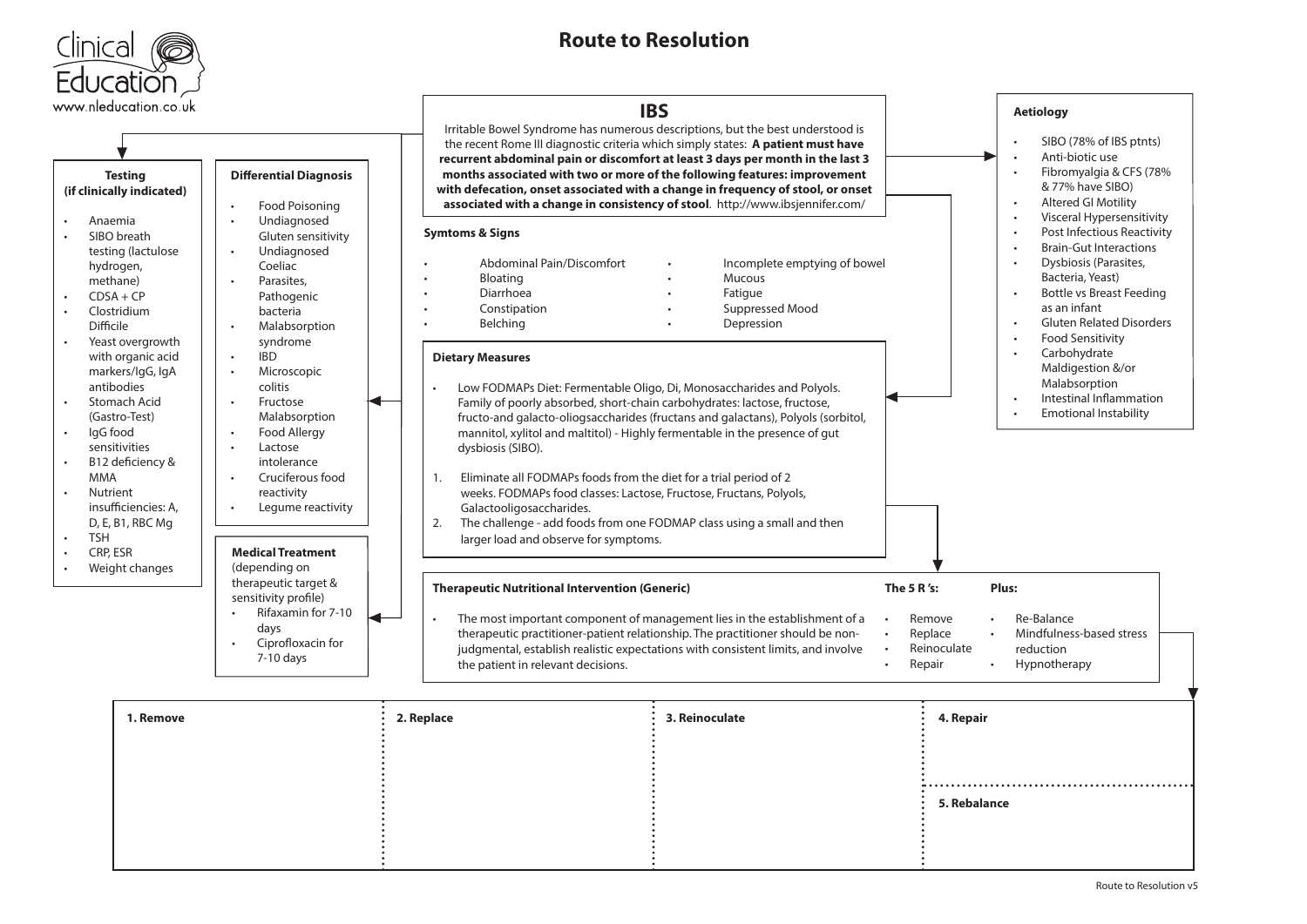# Route to Resolution

## IBS

Irritable Bowel Syndrome has numerous descriptions, but the best understood is the recent Rome III diagnostic criteria which simply states: **A patient must have recurrent abdominal pain or discomfort at least 3 days per month in the last 3 months associated with two or more of the following features: improvement with defecation, onset associated with a change in frequency of stool, or onset associated with a change in consistency of stool**. http://www.ibsjennifer.com/

### Symtoms & Signs

- Abdominal Pain/Discomfort
- Bloating
- Diarrhoea
- Constipation
- Belching
- Incomplete emptying of bowel
- Mucous
- Fatigue
- Suppressed Mood
- Depression

### Testing (if clinically indicated)

- Anaemia
- SIBO breath testing (lactulose hydrogen, methane)
- CDSA + CP
- Clostridium Difficile
- Yeast overgrowth with organic acid markers/IgG, IgA antibodies
- Stomach Acid (Gastro-Test)
- IgG food sensitivities
- B12 deficiency & MMA
- Nutrient insufficiencies: A, D, E, B1, RBC Mg
- TSH
- CRP, ESR
- Weight changes

### Differential Diagnosis

- Food Poisoning
- Undiagnosed Gluten sensitivity
- Undiagnosed Coeliac
- Parasites, Pathogenic bacteria
- Malabsorption syndrome
- IBD
- Microscopic colitis
- Fructose Malabsorption
- Food Allergy
- Lactose intolerance
- Cruciferous food reactivity
- Legume reactivity

### Medical Treatment

(depending on therapeutic target & sensitivity profile)

- Rifaxamin for 7-10 days
- Ciprofloxacin for 7-10 days

### Aetiology

- SIBO (78% of IBS ptnts)
- Anti-biotic use
- Fibromyalgia & CFS (78% & 77% have SIBO)
- Altered GI Motility
- Visceral Hypersensitivity
- Post Infectious Reactivity
- Brain-Gut Interactions
- Dysbiosis (Parasites, Bacteria, Yeast)
- Bottle vs Breast Feeding as an infant
- Gluten Related Disorders
- Food Sensitivity
- Carbohydrate Maldigestion &/or Malabsorption
- Intestinal Inflammation
- Emotional Instability

### Dietary Measures

- Low FODMAPs Diet: Fermentable Oligo, Di, Monosaccharides and Polyols. Family of poorly absorbed, short-chain carbohydrates: lactose, fructose, fructo-and galacto-oliogsaccharides (fructans and galactans), Polyols (sorbitol, mannitol, xylitol and maltitol) - Highly fermentable in the presence of gut dysbiosis (SIBO).

1. Eliminate all FODMAPs foods from the diet for a trial period of 2 weeks. FODMAPs food classes: Lactose, Fructose, Fructans, Polyols, Galactooligosaccharides.
2. The challenge - add foods from one FODMAP class using a small and then larger load and observe for symptoms.

### Therapeutic Nutritional Intervention (Generic)

- The most important component of management lies in the establishment of a therapeutic practitioner-patient relationship. The practitioner should be non-judgmental, establish realistic expectations with consistent limits, and involve the patient in relevant decisions.

**The 5 R's:**

- Remove
- Replace
- Reinoculate
- Repair

**Plus:**

- Re-Balance
- Mindfulness-based stress reduction
- Hypnotherapy

| 1. Remove | 2. Replace | 3. Reinoculate | 4. Repair |
|---|---|---|---|
| | | | 5. Rebalance |

Route to Resolution v5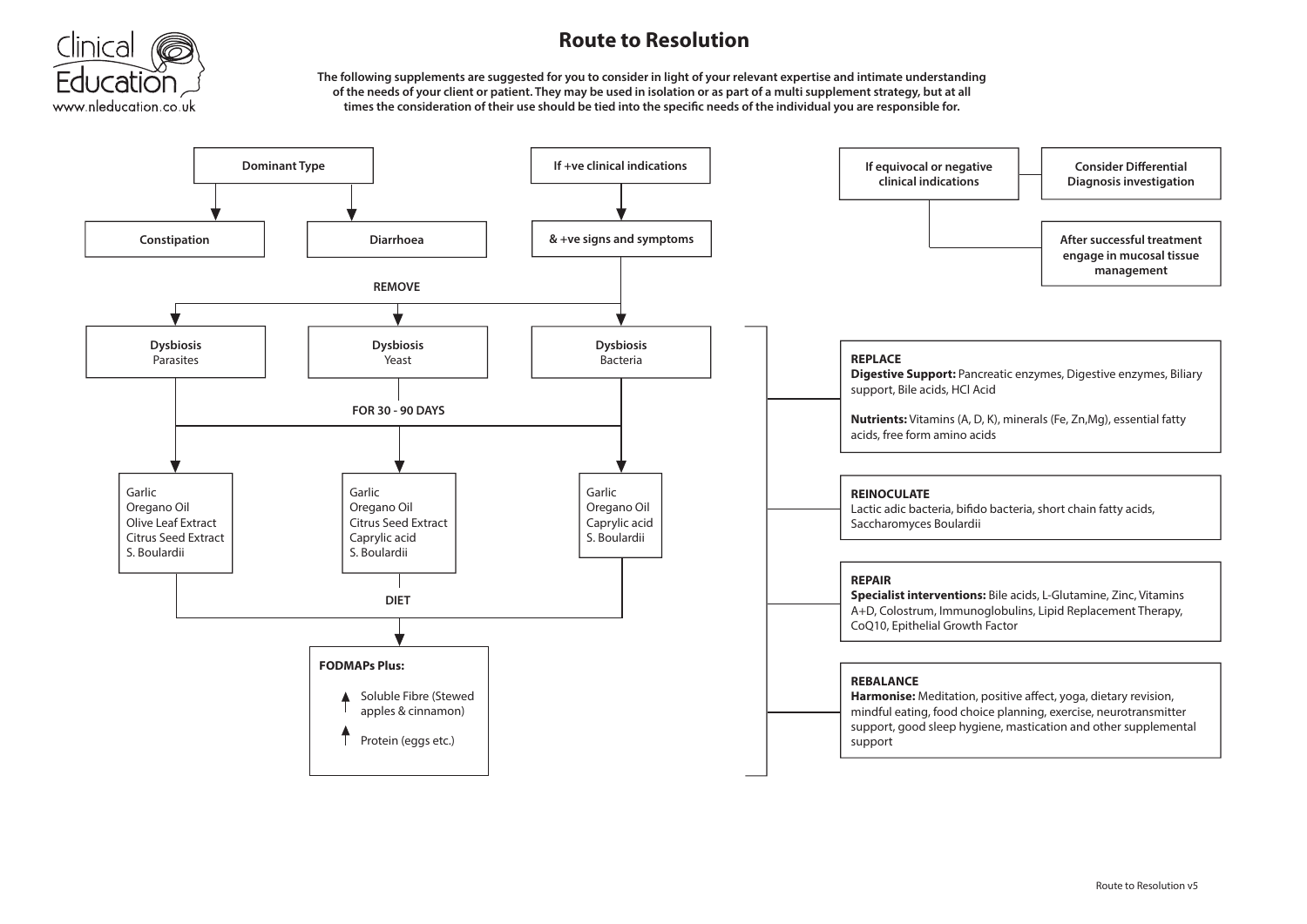# Route to Resolution

**The following supplements are suggested for you to consider in light of your relevant expertise and intimate understanding of the needs of your client or patient. They may be used in isolation or as part of a multi supplement strategy, but at all times the consideration of their use should be tied into the specific needs of the individual you are responsible for.**

**Dominant Type**

- **Constipation**
- **Diarrhoea**

**If +ve clinical indications**

**& +ve signs and symptoms**

**If equivocal or negative clinical indications**

- **Consider Differential Diagnosis investigation**
- **After successful treatment engage in mucosal tissue management**

**REMOVE**

| Dysbiosis Parasites | Dysbiosis Yeast | Dysbiosis Bacteria |
|---|---|---|

**FOR 30 - 90 DAYS**

| Dysbiosis Parasites | Dysbiosis Yeast | Dysbiosis Bacteria |
|---|---|---|
| Garlic | Garlic | Garlic |
| Oregano Oil | Oregano Oil | Oregano Oil |
| Olive Leaf Extract | Citrus Seed Extract | Caprylic acid |
| Citrus Seed Extract | Caprylic acid | S. Boulardii |
| S. Boulardii | S. Boulardii | |

**DIET**

**FODMAPs Plus:**

- ↑ Soluble Fibre (Stewed apples & cinnamon)
- ↑ Protein (eggs etc.)

**REPLACE**
**Digestive Support:** Pancreatic enzymes, Digestive enzymes, Biliary support, Bile acids, HCl Acid

**Nutrients:** Vitamins (A, D, K), minerals (Fe, Zn,Mg), essential fatty acids, free form amino acids

**REINOCULATE**
Lactic adic bacteria, bifido bacteria, short chain fatty acids, Saccharomyces Boulardii

**REPAIR**
**Specialist interventions:** Bile acids, L-Glutamine, Zinc, Vitamins A+D, Colostrum, Immunoglobulins, Lipid Replacement Therapy, CoQ10, Epithelial Growth Factor

**REBALANCE**
**Harmonise:** Meditation, positive affect, yoga, dietary revision, mindful eating, food choice planning, exercise, neurotransmitter support, good sleep hygiene, mastication and other supplemental support

Route to Resolution v5